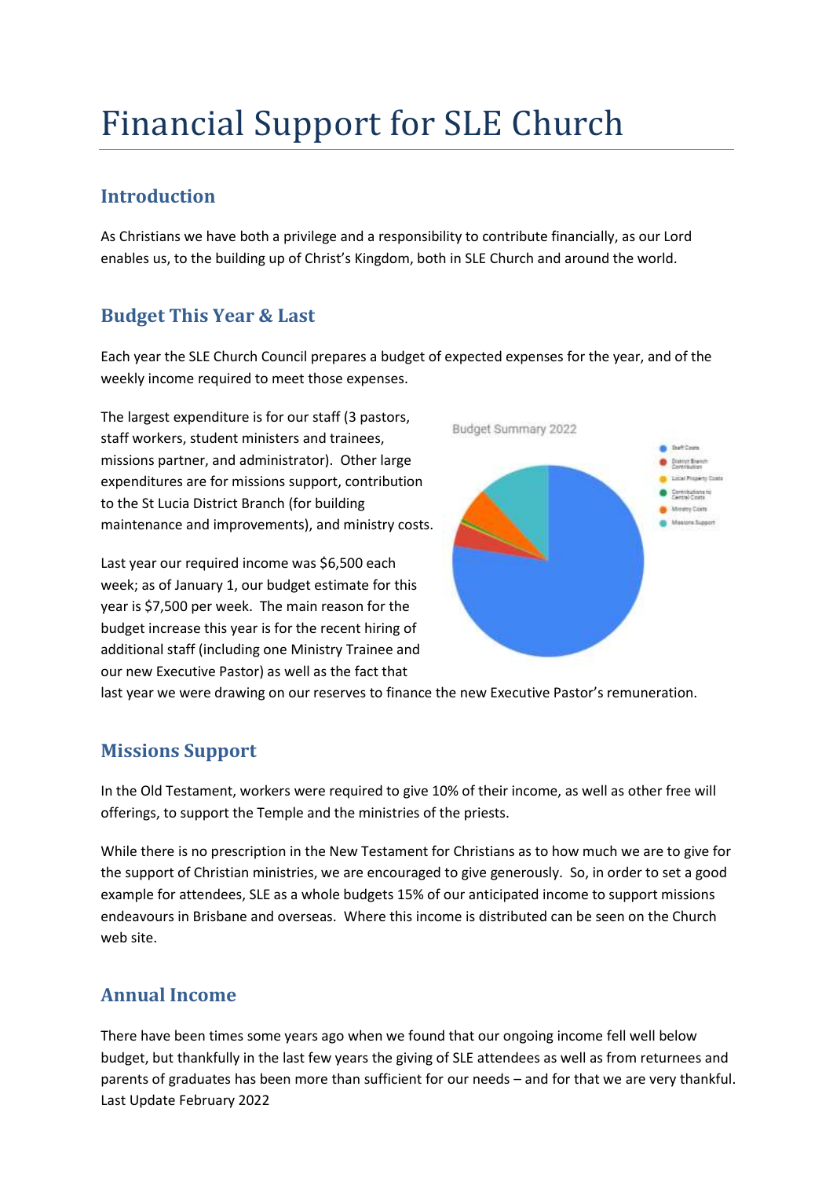# Financial Support for SLE Church

## Introduction

As Christians we have both a privilege and a responsibility to contribute financially, as our Lord enables us, to the building up of Christ's Kingdom, both in SLE Church and around the world.

## Budget This Year & Last

Each year the SLE Church Council prepares a budget of expected expenses for the year, and of the weekly income required to meet those expenses.

The largest expenditure is for our staff (3 pastors, staff workers, student ministers and trainees, missions partner, and administrator). Other large expenditures are for missions support, contribution to the St Lucia District Branch (for building maintenance and improvements), and ministry costs.

Last year our required income was $6,500 each week; as of January 1, our budget estimate for this year is $7,500 per week. The main reason for the budget increase this year is for the recent hiring of additional staff (including one Ministry Trainee and our new Executive Pastor) as well as the fact that last year we were drawing on our reserves to finance the new Executive Pastor's remuneration.

Budget Summary 2022

- Staff Costs
- District Branch Contribution
- Local Property Costs
- Contributions to Central Costs
- Ministry Costs
- Missions Support

## Missions Support

In the Old Testament, workers were required to give 10% of their income, as well as other free will offerings, to support the Temple and the ministries of the priests.

While there is no prescription in the New Testament for Christians as to how much we are to give for the support of Christian ministries, we are encouraged to give generously. So, in order to set a good example for attendees, SLE as a whole budgets 15% of our anticipated income to support missions endeavours in Brisbane and overseas. Where this income is distributed can be seen on the Church web site.

## Annual Income

There have been times some years ago when we found that our ongoing income fell well below budget, but thankfully in the last few years the giving of SLE attendees as well as from returnees and parents of graduates has been more than sufficient for our needs – and for that we are very thankful.

Last Update February 2022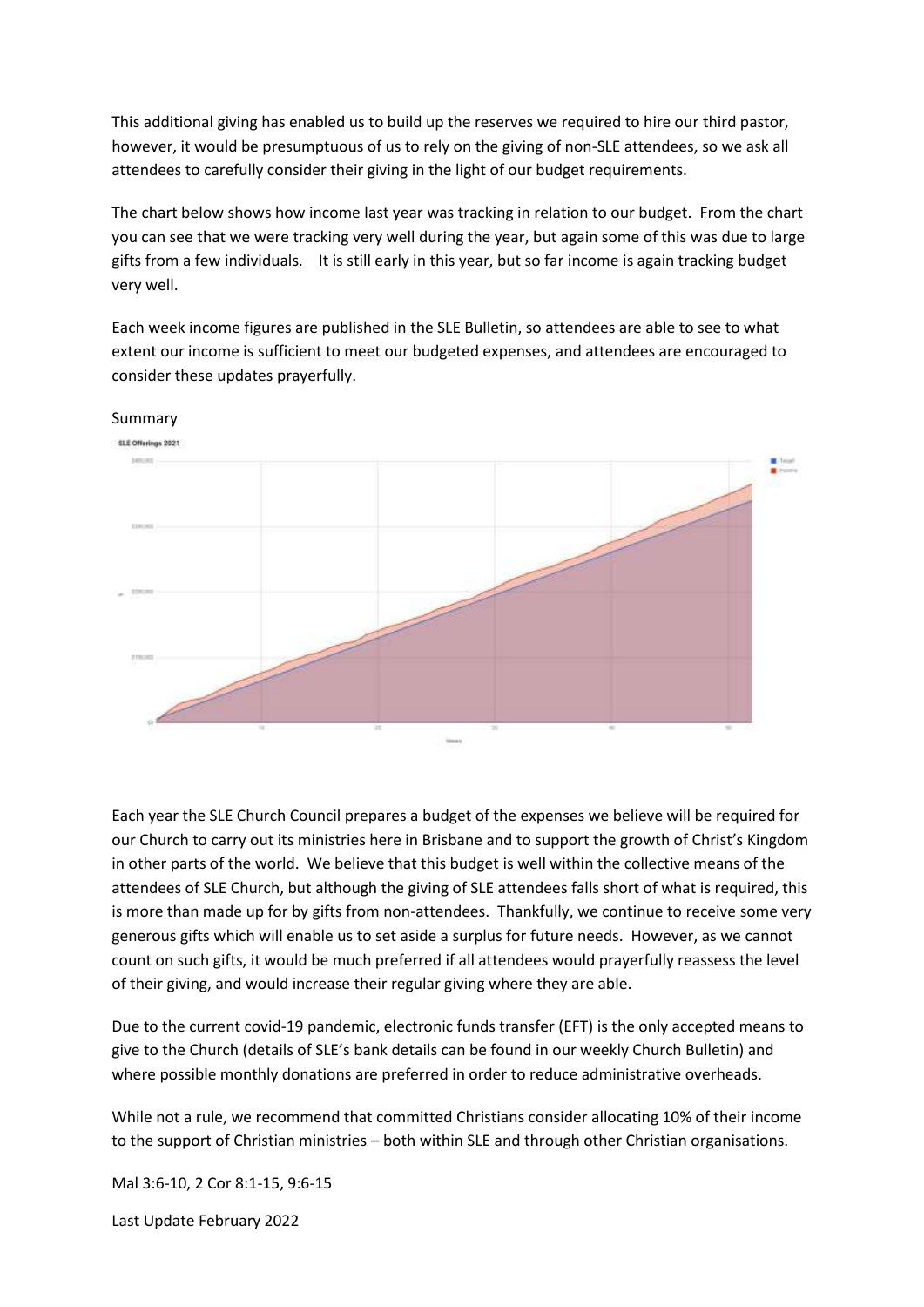This additional giving has enabled us to build up the reserves we required to hire our third pastor, however, it would be presumptuous of us to rely on the giving of non-SLE attendees, so we ask all attendees to carefully consider their giving in the light of our budget requirements.

The chart below shows how income last year was tracking in relation to our budget. From the chart you can see that we were tracking very well during the year, but again some of this was due to large gifts from a few individuals. It is still early in this year, but so far income is again tracking budget very well.

Each week income figures are published in the SLE Bulletin, so attendees are able to see to what extent our income is sufficient to meet our budgeted expenses, and attendees are encouraged to consider these updates prayerfully.

Summary

SLE Offerings 2021

Target
Income

$0
10
20
30
40
50

Weeks

Each year the SLE Church Council prepares a budget of the expenses we believe will be required for our Church to carry out its ministries here in Brisbane and to support the growth of Christ's Kingdom in other parts of the world. We believe that this budget is well within the collective means of the attendees of SLE Church, but although the giving of SLE attendees falls short of what is required, this is more than made up for by gifts from non-attendees. Thankfully, we continue to receive some very generous gifts which will enable us to set aside a surplus for future needs. However, as we cannot count on such gifts, it would be much preferred if all attendees would prayerfully reassess the level of their giving, and would increase their regular giving where they are able.

Due to the current covid-19 pandemic, electronic funds transfer (EFT) is the only accepted means to give to the Church (details of SLE's bank details can be found in our weekly Church Bulletin) and where possible monthly donations are preferred in order to reduce administrative overheads.

While not a rule, we recommend that committed Christians consider allocating 10% of their income to the support of Christian ministries – both within SLE and through other Christian organisations.

Mal 3:6-10, 2 Cor 8:1-15, 9:6-15

Last Update February 2022